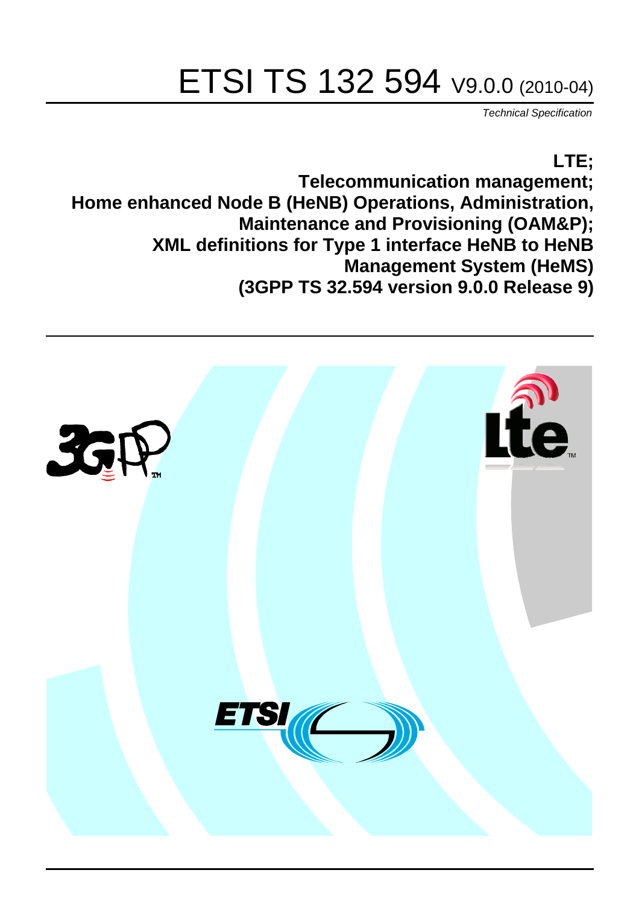# ETSI TS 132 594 V9.0.0 (2010-04)

*Technical Specification*

**LTE;**
**Telecommunication management;**
**Home enhanced Node B (HeNB) Operations, Administration, Maintenance and Provisioning (OAM&P);**
**XML definitions for Type 1 interface HeNB to HeNB Management System (HeMS)**
**(3GPP TS 32.594 version 9.0.0 Release 9)**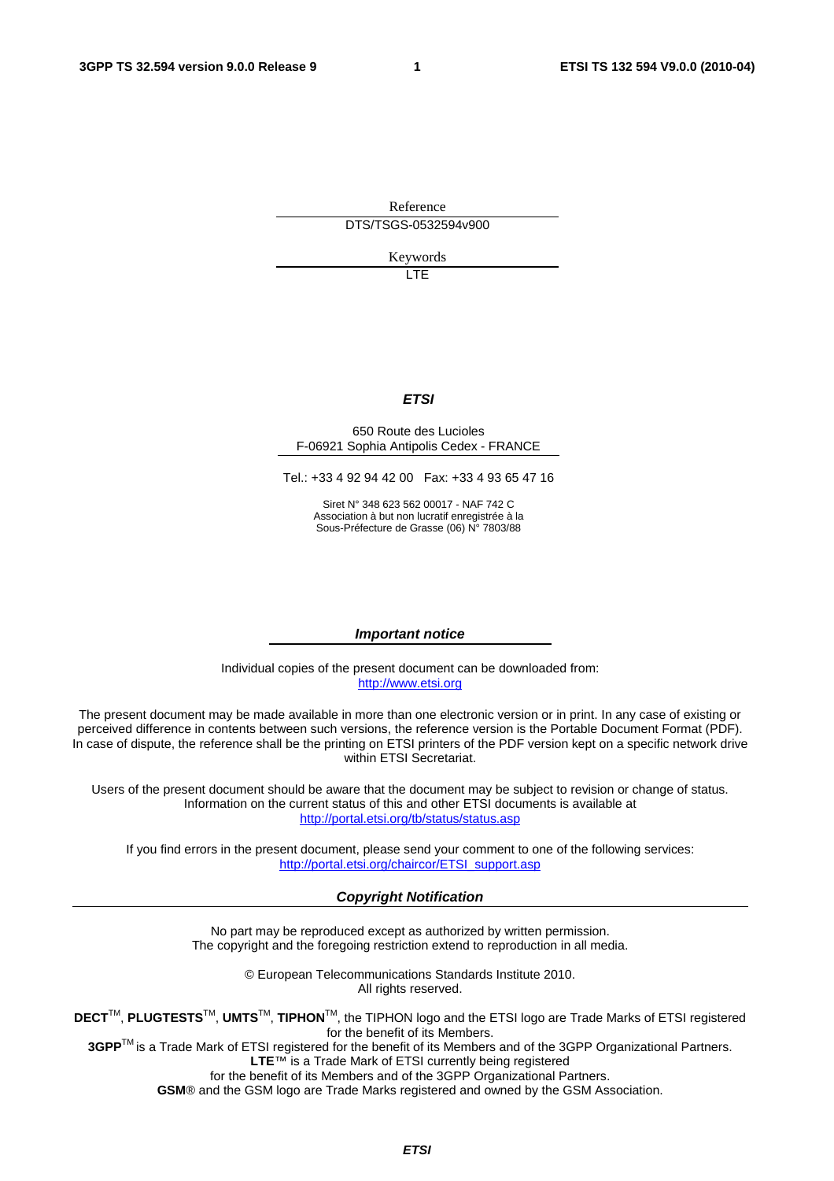Reference

DTS/TSGS-0532594v900

Keywords

LTE

***ETSI***

650 Route des Lucioles
F-06921 Sophia Antipolis Cedex - FRANCE

Tel.: +33 4 92 94 42 00 Fax: +33 4 93 65 47 16

Siret N° 348 623 562 00017 - NAF 742 C
Association à but non lucratif enregistrée à la
Sous-Préfecture de Grasse (06) N° 7803/88

***Important notice***

Individual copies of the present document can be downloaded from:
http://www.etsi.org

The present document may be made available in more than one electronic version or in print. In any case of existing or perceived difference in contents between such versions, the reference version is the Portable Document Format (PDF). In case of dispute, the reference shall be the printing on ETSI printers of the PDF version kept on a specific network drive within ETSI Secretariat.

Users of the present document should be aware that the document may be subject to revision or change of status. Information on the current status of this and other ETSI documents is available at
http://portal.etsi.org/tb/status/status.asp

If you find errors in the present document, please send your comment to one of the following services:
http://portal.etsi.org/chaircor/ETSI_support.asp

***Copyright Notification***

No part may be reproduced except as authorized by written permission.
The copyright and the foregoing restriction extend to reproduction in all media.

© European Telecommunications Standards Institute 2010.
All rights reserved.

**DECT**TM, **PLUGTESTS**TM, **UMTS**TM, **TIPHON**TM, the TIPHON logo and the ETSI logo are Trade Marks of ETSI registered for the benefit of its Members.
**3GPP**TM is a Trade Mark of ETSI registered for the benefit of its Members and of the 3GPP Organizational Partners.
**LTE**™ is a Trade Mark of ETSI currently being registered
for the benefit of its Members and of the 3GPP Organizational Partners.
**GSM**® and the GSM logo are Trade Marks registered and owned by the GSM Association.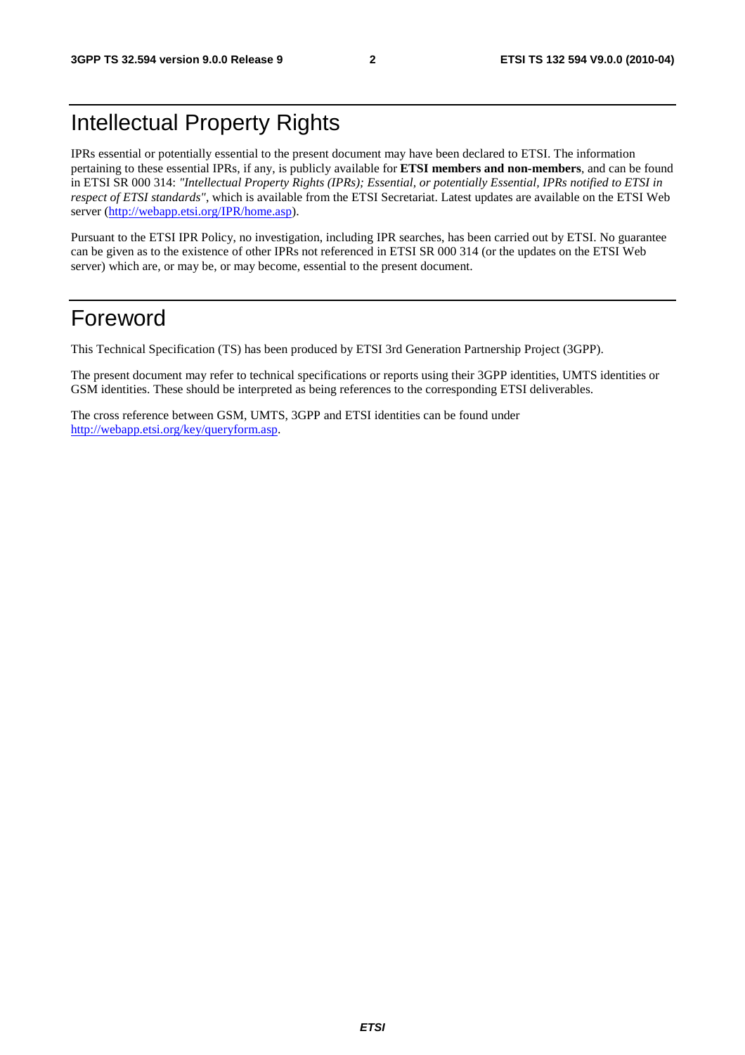# Intellectual Property Rights

IPRs essential or potentially essential to the present document may have been declared to ETSI. The information pertaining to these essential IPRs, if any, is publicly available for **ETSI members and non-members**, and can be found in ETSI SR 000 314: *"Intellectual Property Rights (IPRs); Essential, or potentially Essential, IPRs notified to ETSI in respect of ETSI standards"*, which is available from the ETSI Secretariat. Latest updates are available on the ETSI Web server (http://webapp.etsi.org/IPR/home.asp).

Pursuant to the ETSI IPR Policy, no investigation, including IPR searches, has been carried out by ETSI. No guarantee can be given as to the existence of other IPRs not referenced in ETSI SR 000 314 (or the updates on the ETSI Web server) which are, or may be, or may become, essential to the present document.

# Foreword

This Technical Specification (TS) has been produced by ETSI 3rd Generation Partnership Project (3GPP).

The present document may refer to technical specifications or reports using their 3GPP identities, UMTS identities or GSM identities. These should be interpreted as being references to the corresponding ETSI deliverables.

The cross reference between GSM, UMTS, 3GPP and ETSI identities can be found under http://webapp.etsi.org/key/queryform.asp.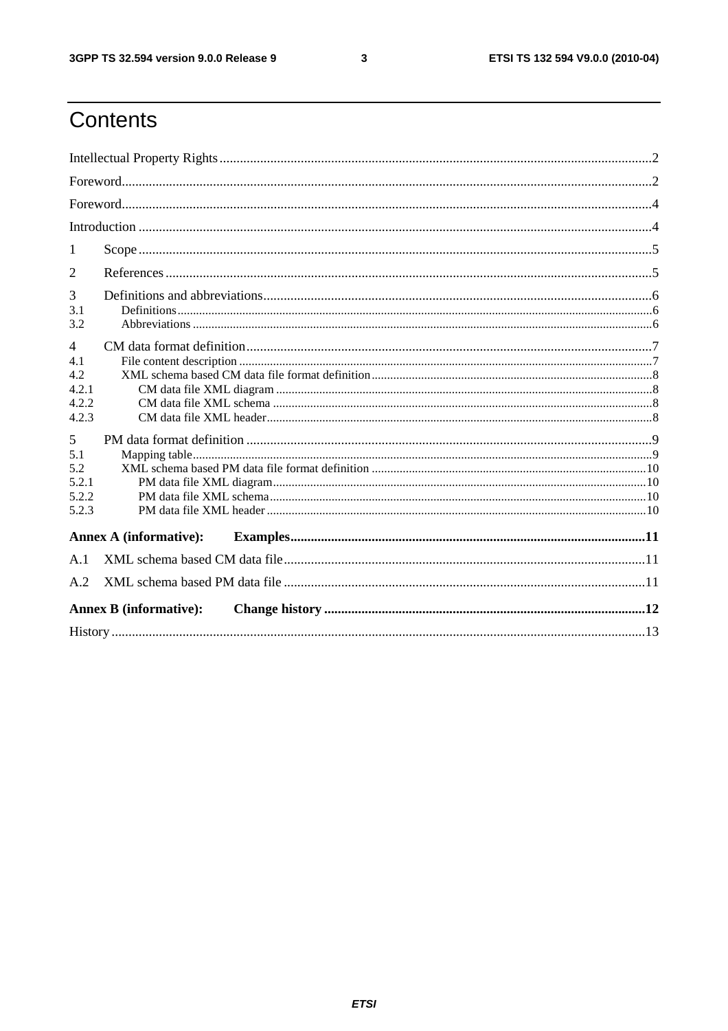# Contents

Intellectual Property Rights ..... 2

Foreword ..... 2

Foreword ..... 4

Introduction ..... 4

1 Scope ..... 5

2 References ..... 5

3 Definitions and abbreviations ..... 6
- 3.1 Definitions ..... 6
- 3.2 Abbreviations ..... 6

4 CM data format definition ..... 7
- 4.1 File content description ..... 7
- 4.2 XML schema based CM data file format definition ..... 8
  - 4.2.1 CM data file XML diagram ..... 8
  - 4.2.2 CM data file XML schema ..... 8
  - 4.2.3 CM data file XML header ..... 8

5 PM data format definition ..... 9
- 5.1 Mapping table ..... 9
- 5.2 XML schema based PM data file format definition ..... 10
  - 5.2.1 PM data file XML diagram ..... 10
  - 5.2.2 PM data file XML schema ..... 10
  - 5.2.3 PM data file XML header ..... 10

**Annex A (informative): Examples ..... 11**

A.1 XML schema based CM data file ..... 11

A.2 XML schema based PM data file ..... 11

**Annex B (informative): Change history ..... 12**

History ..... 13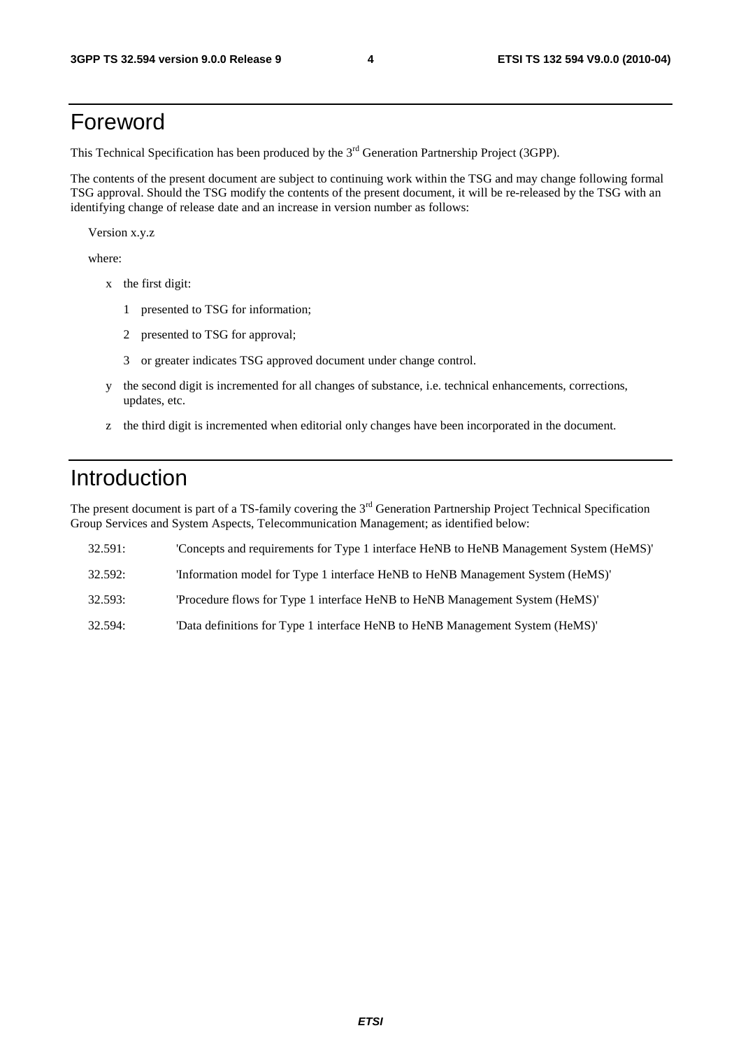# Foreword

This Technical Specification has been produced by the 3rd Generation Partnership Project (3GPP).

The contents of the present document are subject to continuing work within the TSG and may change following formal TSG approval. Should the TSG modify the contents of the present document, it will be re-released by the TSG with an identifying change of release date and an increase in version number as follows:

Version x.y.z

where:

- x the first digit:
  - 1 presented to TSG for information;
  - 2 presented to TSG for approval;
  - 3 or greater indicates TSG approved document under change control.
- y the second digit is incremented for all changes of substance, i.e. technical enhancements, corrections, updates, etc.
- z the third digit is incremented when editorial only changes have been incorporated in the document.

# Introduction

The present document is part of a TS-family covering the 3rd Generation Partnership Project Technical Specification Group Services and System Aspects, Telecommunication Management; as identified below:

32.591: 'Concepts and requirements for Type 1 interface HeNB to HeNB Management System (HeMS)'

32.592: 'Information model for Type 1 interface HeNB to HeNB Management System (HeMS)'

32.593: 'Procedure flows for Type 1 interface HeNB to HeNB Management System (HeMS)'

32.594: 'Data definitions for Type 1 interface HeNB to HeNB Management System (HeMS)'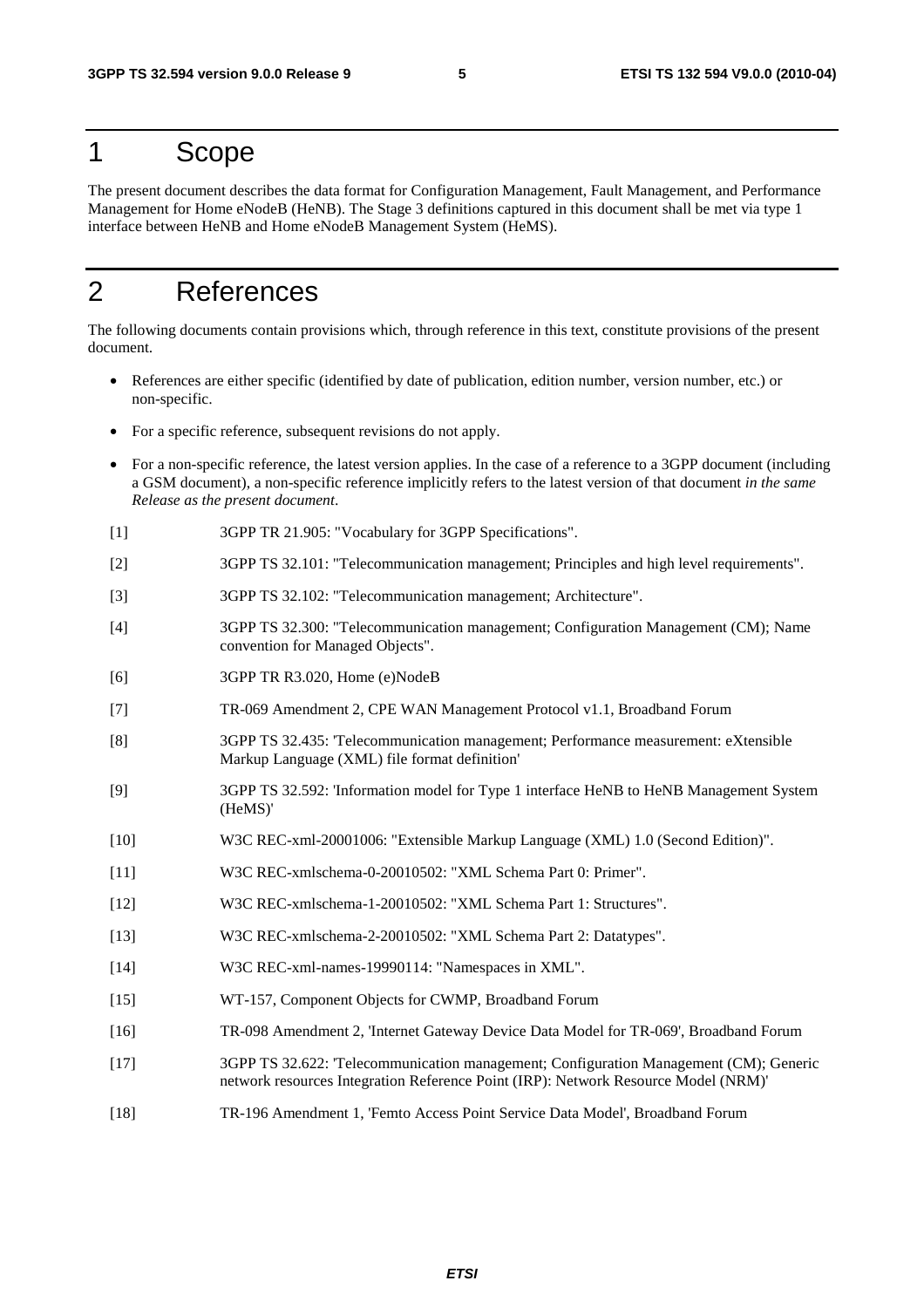# 1 Scope

The present document describes the data format for Configuration Management, Fault Management, and Performance Management for Home eNodeB (HeNB). The Stage 3 definitions captured in this document shall be met via type 1 interface between HeNB and Home eNodeB Management System (HeMS).

# 2 References

The following documents contain provisions which, through reference in this text, constitute provisions of the present document.

- References are either specific (identified by date of publication, edition number, version number, etc.) or non-specific.
- For a specific reference, subsequent revisions do not apply.
- For a non-specific reference, the latest version applies. In the case of a reference to a 3GPP document (including a GSM document), a non-specific reference implicitly refers to the latest version of that document *in the same Release as the present document*.

[1] 3GPP TR 21.905: "Vocabulary for 3GPP Specifications".

[2] 3GPP TS 32.101: "Telecommunication management; Principles and high level requirements".

[3] 3GPP TS 32.102: "Telecommunication management; Architecture".

[4] 3GPP TS 32.300: "Telecommunication management; Configuration Management (CM); Name convention for Managed Objects".

[6] 3GPP TR R3.020, Home (e)NodeB

[7] TR-069 Amendment 2, CPE WAN Management Protocol v1.1, Broadband Forum

[8] 3GPP TS 32.435: 'Telecommunication management; Performance measurement: eXtensible Markup Language (XML) file format definition'

[9] 3GPP TS 32.592: 'Information model for Type 1 interface HeNB to HeNB Management System (HeMS)'

[10] W3C REC-xml-20001006: "Extensible Markup Language (XML) 1.0 (Second Edition)".

[11] W3C REC-xmlschema-0-20010502: "XML Schema Part 0: Primer".

[12] W3C REC-xmlschema-1-20010502: "XML Schema Part 1: Structures".

[13] W3C REC-xmlschema-2-20010502: "XML Schema Part 2: Datatypes".

[14] W3C REC-xml-names-19990114: "Namespaces in XML".

[15] WT-157, Component Objects for CWMP, Broadband Forum

[16] TR-098 Amendment 2, 'Internet Gateway Device Data Model for TR-069', Broadband Forum

[17] 3GPP TS 32.622: 'Telecommunication management; Configuration Management (CM); Generic network resources Integration Reference Point (IRP): Network Resource Model (NRM)'

[18] TR-196 Amendment 1, 'Femto Access Point Service Data Model', Broadband Forum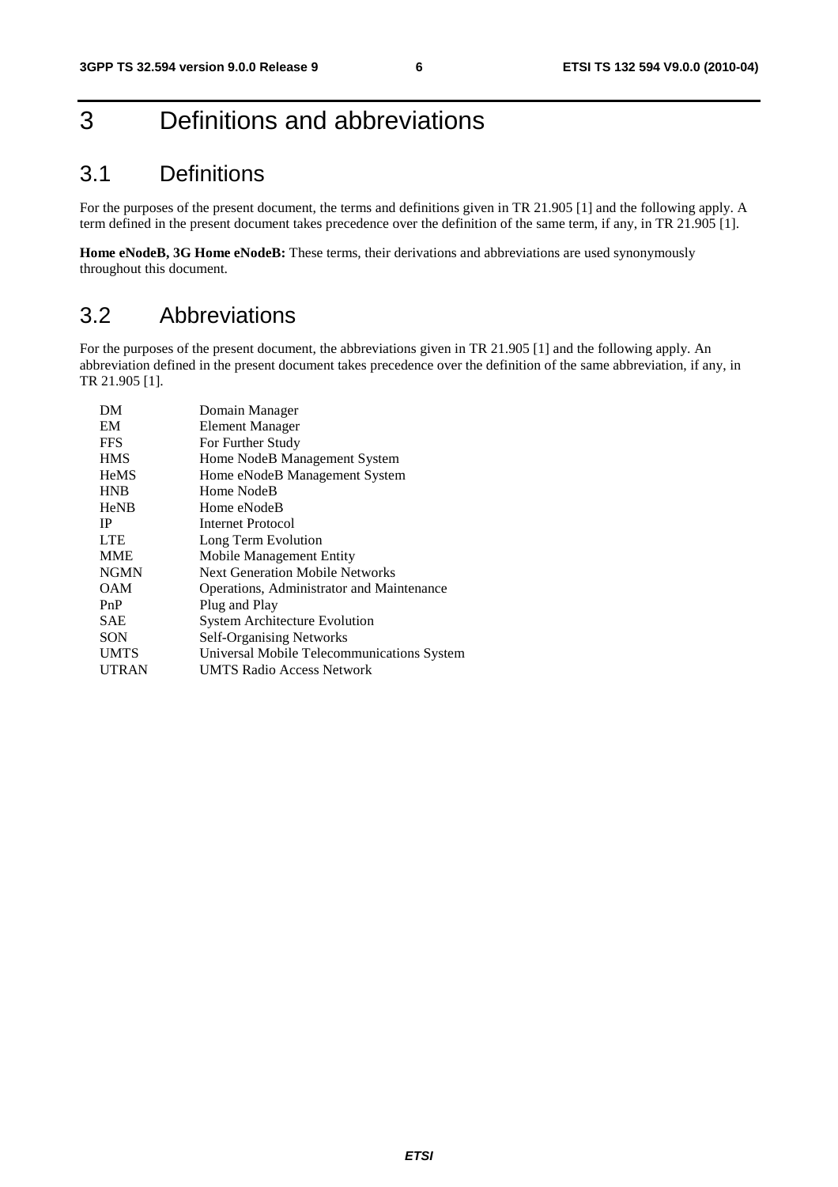# 3 Definitions and abbreviations

## 3.1 Definitions

For the purposes of the present document, the terms and definitions given in TR 21.905 [1] and the following apply. A term defined in the present document takes precedence over the definition of the same term, if any, in TR 21.905 [1].

**Home eNodeB, 3G Home eNodeB:** These terms, their derivations and abbreviations are used synonymously throughout this document.

## 3.2 Abbreviations

For the purposes of the present document, the abbreviations given in TR 21.905 [1] and the following apply. An abbreviation defined in the present document takes precedence over the definition of the same abbreviation, if any, in TR 21.905 [1].

| | |
|---|---|
| DM | Domain Manager |
| EM | Element Manager |
| FFS | For Further Study |
| HMS | Home NodeB Management System |
| HeMS | Home eNodeB Management System |
| HNB | Home NodeB |
| HeNB | Home eNodeB |
| IP | Internet Protocol |
| LTE | Long Term Evolution |
| MME | Mobile Management Entity |
| NGMN | Next Generation Mobile Networks |
| OAM | Operations, Administrator and Maintenance |
| PnP | Plug and Play |
| SAE | System Architecture Evolution |
| SON | Self-Organising Networks |
| UMTS | Universal Mobile Telecommunications System |
| UTRAN | UMTS Radio Access Network |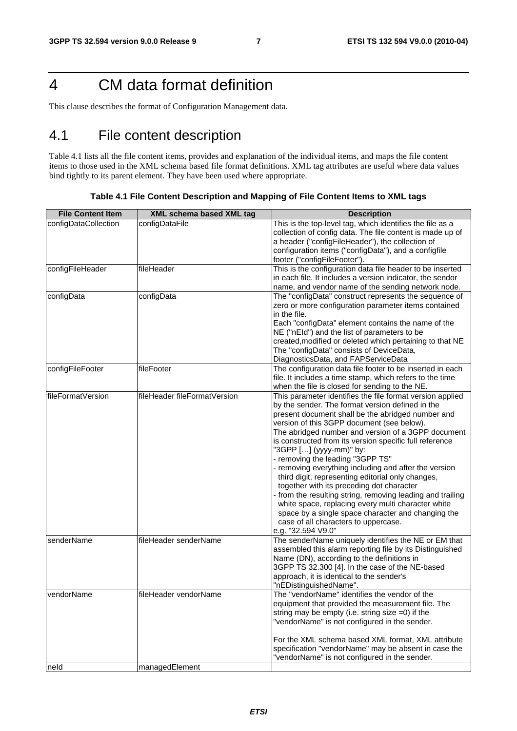# 4 CM data format definition

This clause describes the format of Configuration Management data.

## 4.1 File content description

Table 4.1 lists all the file content items, provides and explanation of the individual items, and maps the file content items to those used in the XML schema based file format definitions. XML tag attributes are useful where data values bind tightly to its parent element. They have been used where appropriate.

**Table 4.1 File Content Description and Mapping of File Content Items to XML tags**

| File Content Item | XML schema based XML tag | Description |
|---|---|---|
| configDataCollection | configDataFile | This is the top-level tag, which identifies the file as a collection of config data. The file content is made up of a header ("configFileHeader"), the collection of configuration items ("configData"), and a configfile footer ("configFileFooter"). |
| configFileHeader | fileHeader | This is the configuration data file header to be inserted in each file. It includes a version indicator, the sendor name, and vendor name of the sending network node. |
| configData | configData | The "configData" construct represents the sequence of zero or more configuration parameter items contained in the file.<br>Each "configData" element contains the name of the NE ("nEId") and the list of parameters to be created,modified or deleted which pertaining to that NE The "configData" consists of DeviceData, DiagnosticsData, and FAPServiceData |
| configFileFooter | fileFooter | The configuration data file footer to be inserted in each file. It includes a time stamp, which refers to the time when the file is closed for sending to the NE. |
| fileFormatVersion | fileHeader fileFormatVersion | This parameter identifies the file format version applied by the sender. The format version defined in the present document shall be the abridged number and version of this 3GPP document (see below).<br>The abridged number and version of a 3GPP document is constructed from its version specific full reference "3GPP […] (yyyy-mm)" by:<br>- removing the leading "3GPP TS"<br>- removing everything including and after the version third digit, representing editorial only changes, together with its preceding dot character<br>- from the resulting string, removing leading and trailing white space, replacing every multi character white space by a single space character and changing the case of all characters to uppercase.<br>e.g. "32.594 V9.0" |
| senderName | fileHeader senderName | The senderName uniquely identifies the NE or EM that assembled this alarm reporting file by its Distinguished Name (DN), according to the definitions in 3GPP TS 32.300 [4]. In the case of the NE-based approach, it is identical to the sender's "nEDistinguishedName". |
| vendorName | fileHeader vendorName | The "vendorName" identifies the vendor of the equipment that provided the measurement file. The string may be empty (i.e. string size =0) if the "vendorName" is not configured in the sender.<br><br>For the XML schema based XML format, XML attribute specification "vendorName" may be absent in case the "vendorName" is not configured in the sender. |
| neId | managedElement | |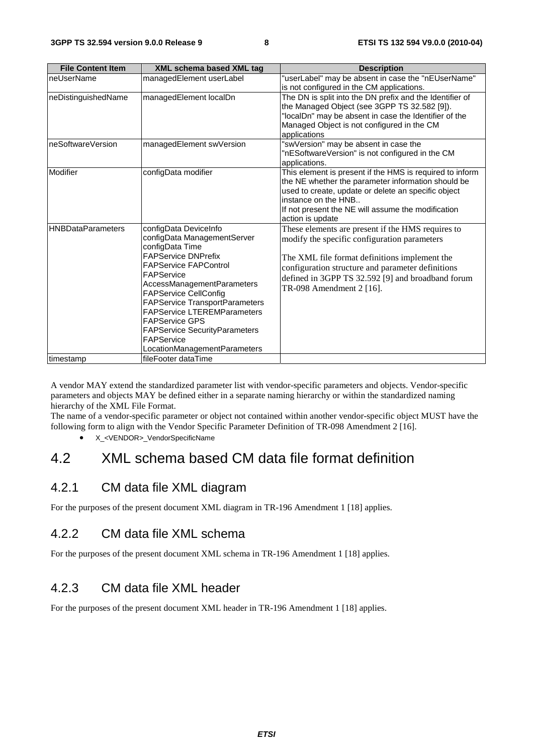| File Content Item | XML schema based XML tag | Description |
|---|---|---|
| neUserName | managedElement userLabel | "userLabel" may be absent in case the "nEUserName" is not configured in the CM applications. |
| neDistinguishedName | managedElement localDn | The DN is split into the DN prefix and the Identifier of the Managed Object (see 3GPP TS 32.582 [9]). "localDn" may be absent in case the Identifier of the Managed Object is not configured in the CM applications |
| neSoftwareVersion | managedElement swVersion | "swVersion" may be absent in case the "nESoftwareVersion" is not configured in the CM applications. |
| Modifier | configData modifier | This element is present if the HMS is required to inform the NE whether the parameter information should be used to create, update or delete an specific object instance on the HNB.. If not present the NE will assume the modification action is update |
| HNBDataParameters | configData DeviceInfo configData ManagementServer configData Time FAPService DNPrefix FAPService FAPControl FAPService AccessManagementParameters FAPService CellConfig FAPService TransportParameters FAPService LTEREMParameters FAPService GPS FAPService SecurityParameters FAPService LocationManagementParameters | These elements are present if the HMS requires to modify the specific configuration parameters<br><br>The XML file format definitions implement the configuration structure and parameter definitions defined in 3GPP TS 32.592 [9] and broadband forum TR-098 Amendment 2 [16]. |
| timestamp | fileFooter dataTime | |

A vendor MAY extend the standardized parameter list with vendor-specific parameters and objects. Vendor-specific parameters and objects MAY be defined either in a separate naming hierarchy or within the standardized naming hierarchy of the XML File Format.
The name of a vendor-specific parameter or object not contained within another vendor-specific object MUST have the following form to align with the Vendor Specific Parameter Definition of TR-098 Amendment 2 [16].

- X_<VENDOR>_VendorSpecificName

# 4.2 XML schema based CM data file format definition

## 4.2.1 CM data file XML diagram

For the purposes of the present document XML diagram in TR-196 Amendment 1 [18] applies.

## 4.2.2 CM data file XML schema

For the purposes of the present document XML schema in TR-196 Amendment 1 [18] applies.

## 4.2.3 CM data file XML header

For the purposes of the present document XML header in TR-196 Amendment 1 [18] applies.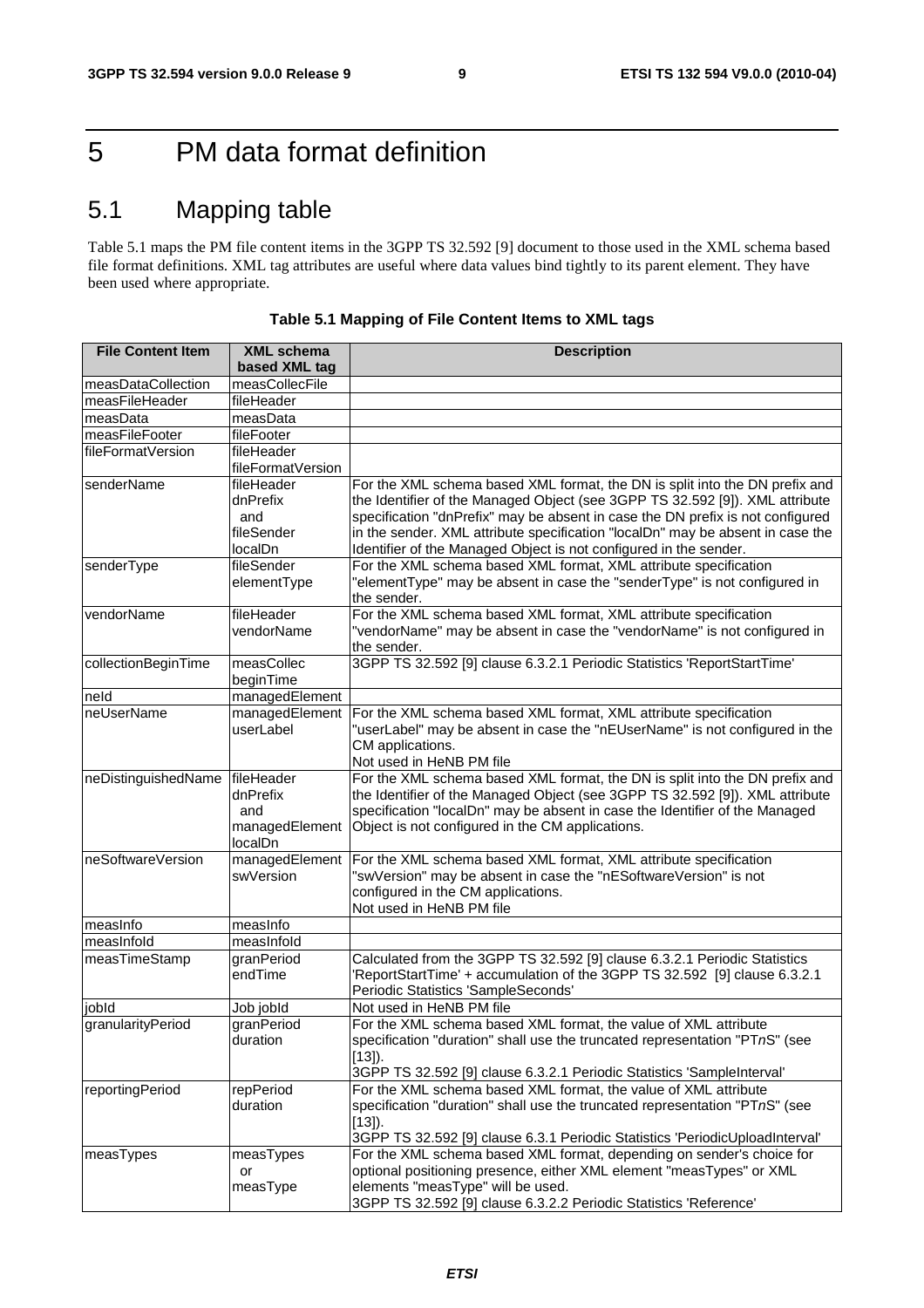# 5 PM data format definition

## 5.1 Mapping table

Table 5.1 maps the PM file content items in the 3GPP TS 32.592 [9] document to those used in the XML schema based file format definitions. XML tag attributes are useful where data values bind tightly to its parent element. They have been used where appropriate.

**Table 5.1 Mapping of File Content Items to XML tags**

| File Content Item | XML schema based XML tag | Description |
|---|---|---|
| measDataCollection | measCollecFile | |
| measFileHeader | fileHeader | |
| measData | measData | |
| measFileFooter | fileFooter | |
| fileFormatVersion | fileHeader fileFormatVersion | |
| senderName | fileHeader dnPrefix and fileSender localDn | For the XML schema based XML format, the DN is split into the DN prefix and the Identifier of the Managed Object (see 3GPP TS 32.592 [9]). XML attribute specification "dnPrefix" may be absent in case the DN prefix is not configured in the sender. XML attribute specification "localDn" may be absent in case the Identifier of the Managed Object is not configured in the sender. |
| senderType | fileSender elementType | For the XML schema based XML format, XML attribute specification "elementType" may be absent in case the "senderType" is not configured in the sender. |
| vendorName | fileHeader vendorName | For the XML schema based XML format, XML attribute specification "vendorName" may be absent in case the "vendorName" is not configured in the sender. |
| collectionBeginTime | measCollec beginTime | 3GPP TS 32.592 [9] clause 6.3.2.1 Periodic Statistics 'ReportStartTime' |
| neId | managedElement | |
| neUserName | managedElement userLabel | For the XML schema based XML format, XML attribute specification "userLabel" may be absent in case the "nEUserName" is not configured in the CM applications.<br>Not used in HeNB PM file |
| neDistinguishedName | fileHeader dnPrefix and managedElement localDn | For the XML schema based XML format, the DN is split into the DN prefix and the Identifier of the Managed Object (see 3GPP TS 32.592 [9]). XML attribute specification "localDn" may be absent in case the Identifier of the Managed Object is not configured in the CM applications. |
| neSoftwareVersion | managedElement swVersion | For the XML schema based XML format, XML attribute specification "swVersion" may be absent in case the "nESoftwareVersion" is not configured in the CM applications.<br>Not used in HeNB PM file |
| measInfo | measInfo | |
| measInfoId | measInfoId | |
| measTimeStamp | granPeriod endTime | Calculated from the 3GPP TS 32.592 [9] clause 6.3.2.1 Periodic Statistics 'ReportStartTime' + accumulation of the 3GPP TS 32.592 [9] clause 6.3.2.1 Periodic Statistics 'SampleSeconds' |
| jobId | Job jobId | Not used in HeNB PM file |
| granularityPeriod | granPeriod duration | For the XML schema based XML format, the value of XML attribute specification "duration" shall use the truncated representation "PT*n*S" (see [13]).<br>3GPP TS 32.592 [9] clause 6.3.2.1 Periodic Statistics 'SampleInterval' |
| reportingPeriod | repPeriod duration | For the XML schema based XML format, the value of XML attribute specification "duration" shall use the truncated representation "PT*n*S" (see [13]).<br>3GPP TS 32.592 [9] clause 6.3.1 Periodic Statistics 'PeriodicUploadInterval' |
| measTypes | measTypes or measType | For the XML schema based XML format, depending on sender's choice for optional positioning presence, either XML element "measTypes" or XML elements "measType" will be used.<br>3GPP TS 32.592 [9] clause 6.3.2.2 Periodic Statistics 'Reference' |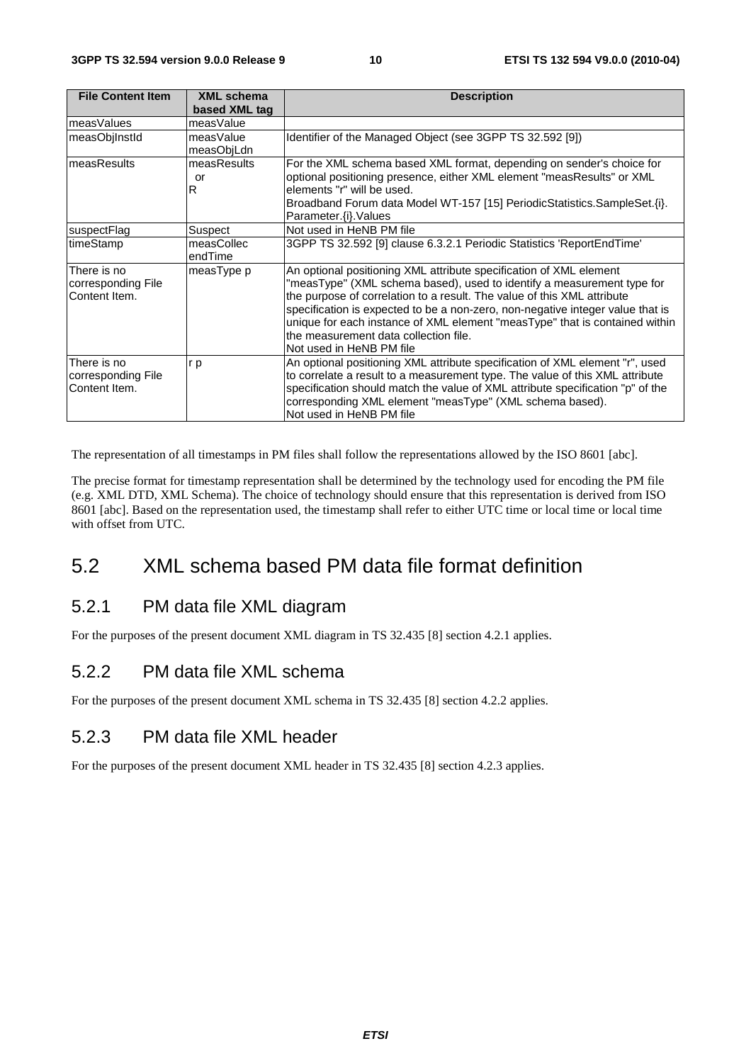| File Content Item | XML schema based XML tag | Description |
| --- | --- | --- |
| measValues | measValue | |
| measObjInstId | measValue measObjLdn | Identifier of the Managed Object (see 3GPP TS 32.592 [9]) |
| measResults | measResults or R | For the XML schema based XML format, depending on sender's choice for optional positioning presence, either XML element "measResults" or XML elements "r" will be used. Broadband Forum data Model WT-157 [15] PeriodicStatistics.SampleSet.{i}. Parameter.{i}.Values |
| suspectFlag | Suspect | Not used in HeNB PM file |
| timeStamp | measCollec endTime | 3GPP TS 32.592 [9] clause 6.3.2.1 Periodic Statistics 'ReportEndTime' |
| There is no corresponding File Content Item. | measType p | An optional positioning XML attribute specification of XML element "measType" (XML schema based), used to identify a measurement type for the purpose of correlation to a result. The value of this XML attribute specification is expected to be a non-zero, non-negative integer value that is unique for each instance of XML element "measType" that is contained within the measurement data collection file. Not used in HeNB PM file |
| There is no corresponding File Content Item. | r p | An optional positioning XML attribute specification of XML element "r", used to correlate a result to a measurement type. The value of this XML attribute specification should match the value of XML attribute specification "p" of the corresponding XML element "measType" (XML schema based). Not used in HeNB PM file |

The representation of all timestamps in PM files shall follow the representations allowed by the ISO 8601 [abc].

The precise format for timestamp representation shall be determined by the technology used for encoding the PM file (e.g. XML DTD, XML Schema). The choice of technology should ensure that this representation is derived from ISO 8601 [abc]. Based on the representation used, the timestamp shall refer to either UTC time or local time or local time with offset from UTC.

## 5.2 XML schema based PM data file format definition

### 5.2.1 PM data file XML diagram

For the purposes of the present document XML diagram in TS 32.435 [8] section 4.2.1 applies.

### 5.2.2 PM data file XML schema

For the purposes of the present document XML schema in TS 32.435 [8] section 4.2.2 applies.

### 5.2.3 PM data file XML header

For the purposes of the present document XML header in TS 32.435 [8] section 4.2.3 applies.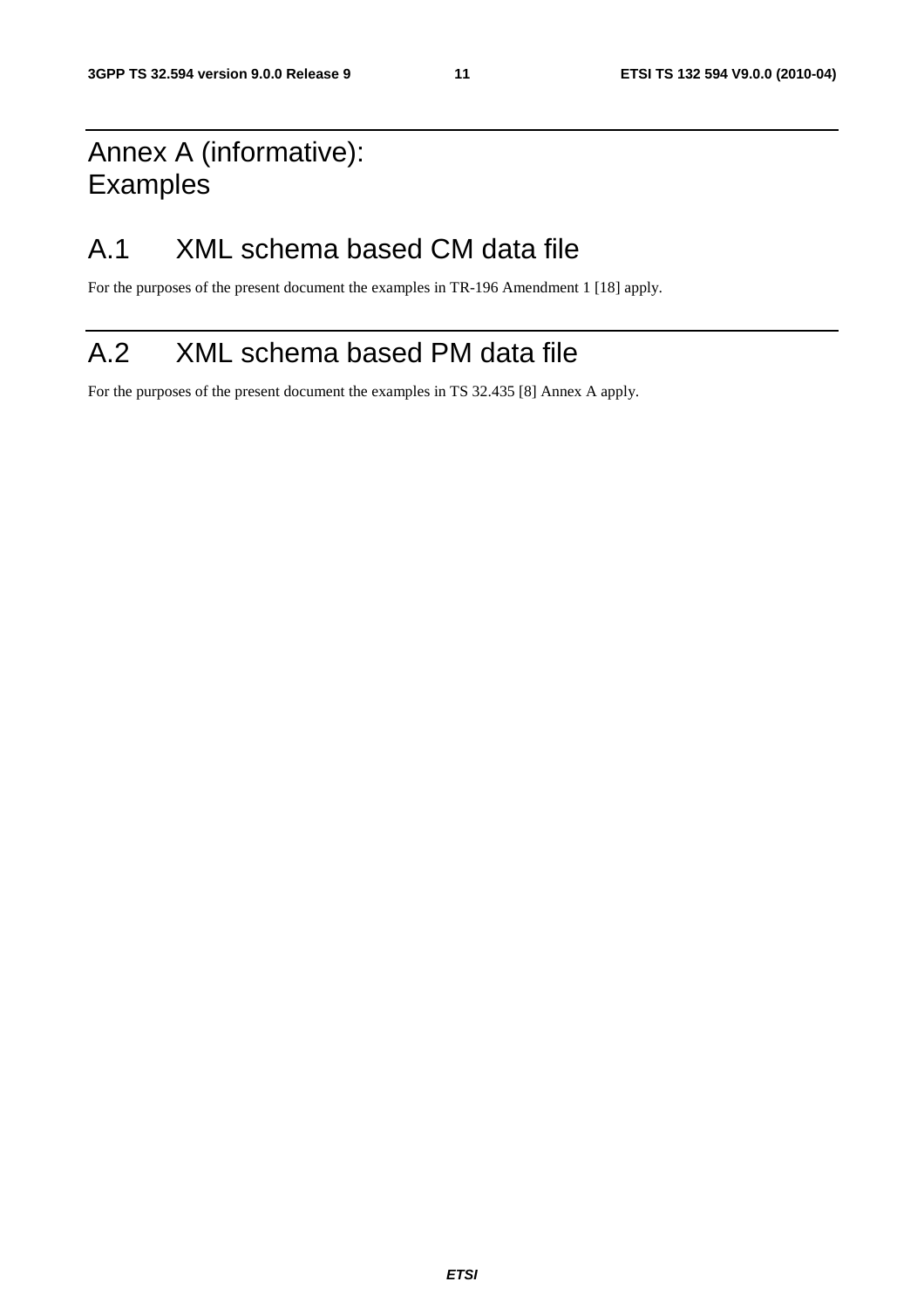# Annex A (informative): Examples

# A.1 XML schema based CM data file

For the purposes of the present document the examples in TR-196 Amendment 1 [18] apply.

# A.2 XML schema based PM data file

For the purposes of the present document the examples in TS 32.435 [8] Annex A apply.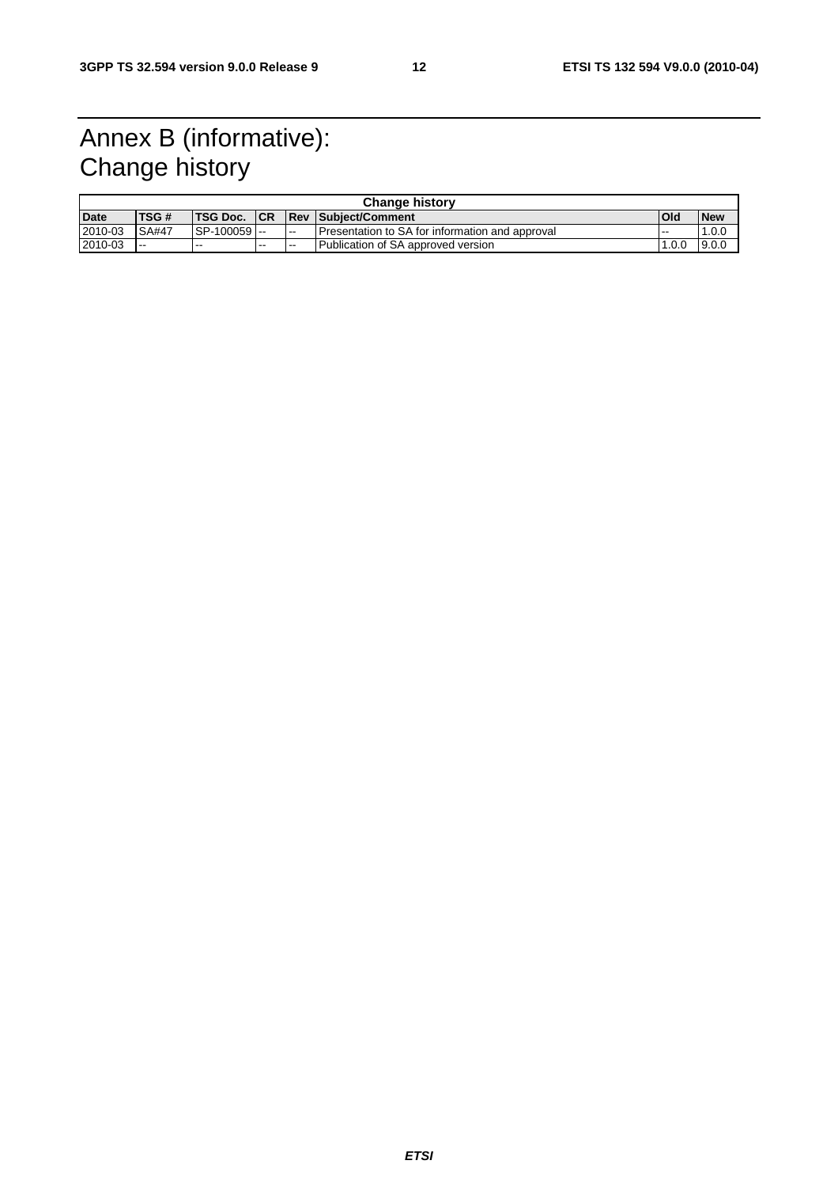# Annex B (informative): Change history

| Change history | | | | | | | |
|---|---|---|---|---|---|---|---|
| **Date** | **TSG #** | **TSG Doc.** | **CR** | **Rev** | **Subject/Comment** | **Old** | **New** |
| 2010-03 | SA#47 | SP-100059 | -- | -- | Presentation to SA for information and approval | -- | 1.0.0 |
| 2010-03 | -- | -- | -- | -- | Publication of SA approved version | 1.0.0 | 9.0.0 |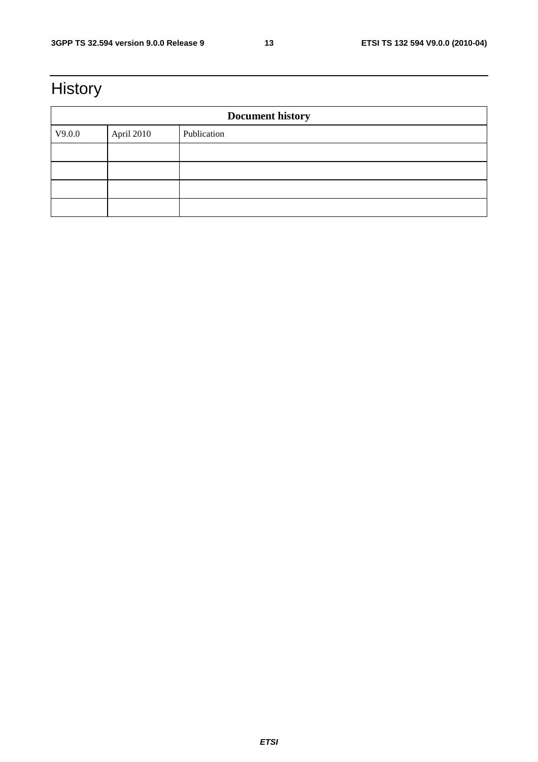# History

| Document history | | |
|---|---|---|
| V9.0.0 | April 2010 | Publication |
| | | |
| | | |
| | | |
| | | |